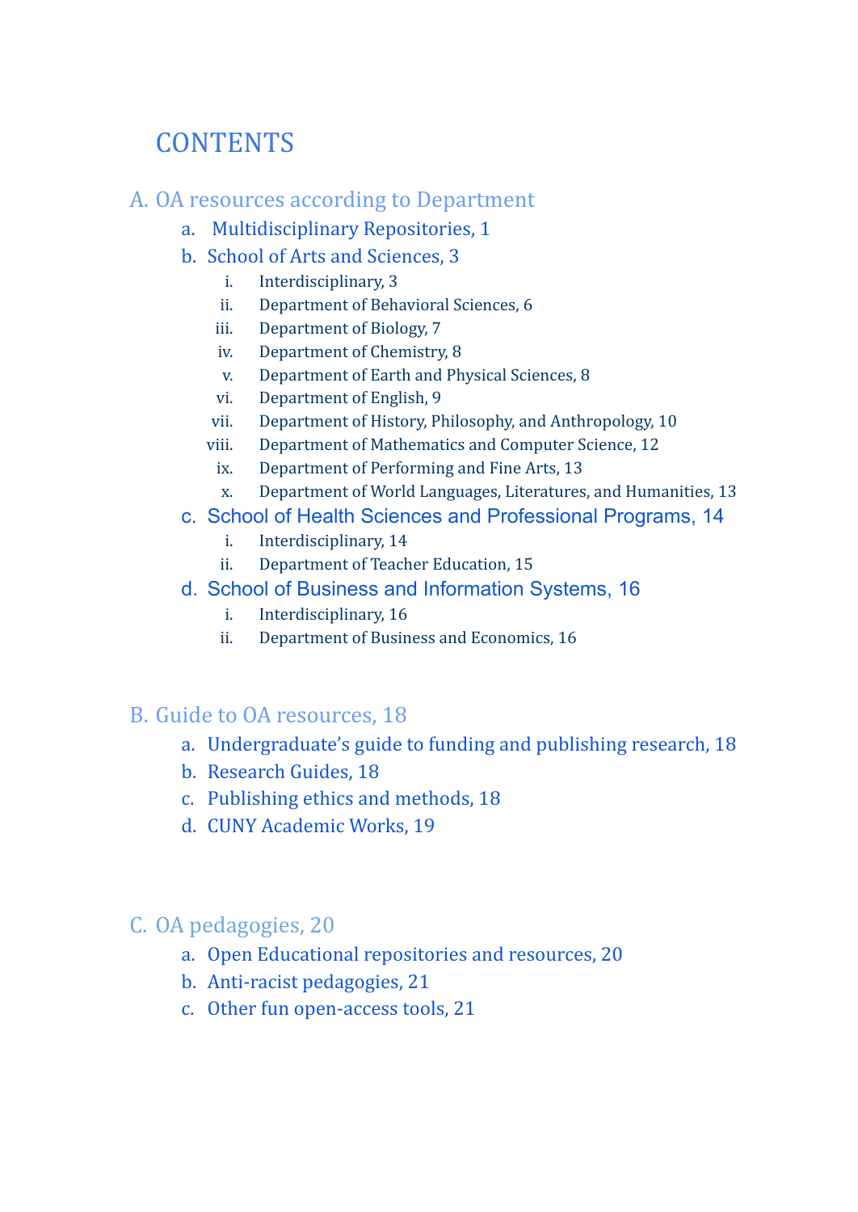# CONTENTS

## A. OA resources according to Department

a. Multidisciplinary Repositories, 1

b. School of Arts and Sciences, 3

   i. Interdisciplinary, 3
   ii. Department of Behavioral Sciences, 6
   iii. Department of Biology, 7
   iv. Department of Chemistry, 8
   v. Department of Earth and Physical Sciences, 8
   vi. Department of English, 9
   vii. Department of History, Philosophy, and Anthropology, 10
   viii. Department of Mathematics and Computer Science, 12
   ix. Department of Performing and Fine Arts, 13
   x. Department of World Languages, Literatures, and Humanities, 13

c. School of Health Sciences and Professional Programs, 14

   i. Interdisciplinary, 14
   ii. Department of Teacher Education, 15

d. School of Business and Information Systems, 16

   i. Interdisciplinary, 16
   ii. Department of Business and Economics, 16

## B. Guide to OA resources, 18

a. Undergraduate's guide to funding and publishing research, 18

b. Research Guides, 18

c. Publishing ethics and methods, 18

d. CUNY Academic Works, 19

## C. OA pedagogies, 20

a. Open Educational repositories and resources, 20

b. Anti-racist pedagogies, 21

c. Other fun open-access tools, 21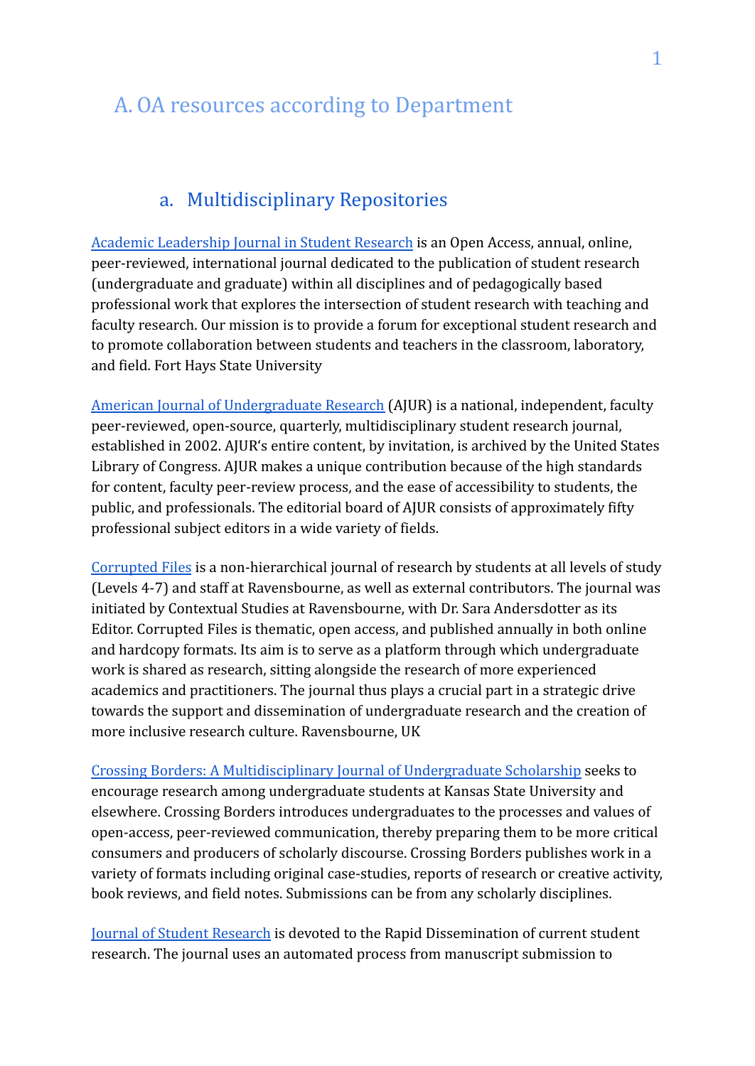# A. OA resources according to Department

## a. Multidisciplinary Repositories

Academic Leadership Journal in Student Research is an Open Access, annual, online, peer-reviewed, international journal dedicated to the publication of student research (undergraduate and graduate) within all disciplines and of pedagogically based professional work that explores the intersection of student research with teaching and faculty research. Our mission is to provide a forum for exceptional student research and to promote collaboration between students and teachers in the classroom, laboratory, and field. Fort Hays State University

American Journal of Undergraduate Research (AJUR) is a national, independent, faculty peer-reviewed, open-source, quarterly, multidisciplinary student research journal, established in 2002. AJUR's entire content, by invitation, is archived by the United States Library of Congress. AJUR makes a unique contribution because of the high standards for content, faculty peer-review process, and the ease of accessibility to students, the public, and professionals. The editorial board of AJUR consists of approximately fifty professional subject editors in a wide variety of fields.

Corrupted Files is a non-hierarchical journal of research by students at all levels of study (Levels 4-7) and staff at Ravensbourne, as well as external contributors. The journal was initiated by Contextual Studies at Ravensbourne, with Dr. Sara Andersdotter as its Editor. Corrupted Files is thematic, open access, and published annually in both online and hardcopy formats. Its aim is to serve as a platform through which undergraduate work is shared as research, sitting alongside the research of more experienced academics and practitioners. The journal thus plays a crucial part in a strategic drive towards the support and dissemination of undergraduate research and the creation of more inclusive research culture. Ravensbourne, UK

Crossing Borders: A Multidisciplinary Journal of Undergraduate Scholarship seeks to encourage research among undergraduate students at Kansas State University and elsewhere. Crossing Borders introduces undergraduates to the processes and values of open-access, peer-reviewed communication, thereby preparing them to be more critical consumers and producers of scholarly discourse. Crossing Borders publishes work in a variety of formats including original case-studies, reports of research or creative activity, book reviews, and field notes. Submissions can be from any scholarly disciplines.

Journal of Student Research is devoted to the Rapid Dissemination of current student research. The journal uses an automated process from manuscript submission to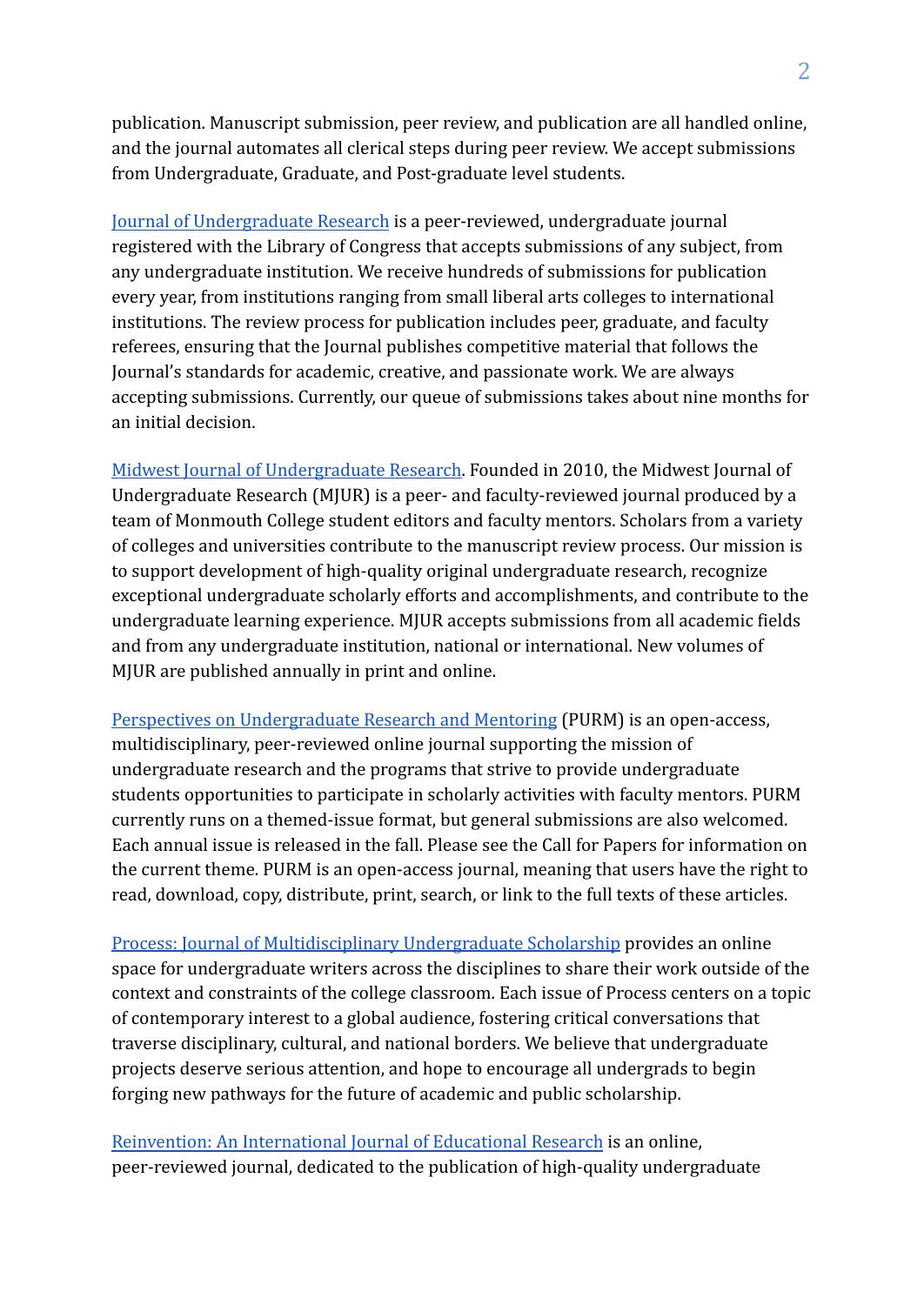publication. Manuscript submission, peer review, and publication are all handled online, and the journal automates all clerical steps during peer review. We accept submissions from Undergraduate, Graduate, and Post-graduate level students.

Journal of Undergraduate Research is a peer-reviewed, undergraduate journal registered with the Library of Congress that accepts submissions of any subject, from any undergraduate institution. We receive hundreds of submissions for publication every year, from institutions ranging from small liberal arts colleges to international institutions. The review process for publication includes peer, graduate, and faculty referees, ensuring that the Journal publishes competitive material that follows the Journal's standards for academic, creative, and passionate work. We are always accepting submissions. Currently, our queue of submissions takes about nine months for an initial decision.

Midwest Journal of Undergraduate Research. Founded in 2010, the Midwest Journal of Undergraduate Research (MJUR) is a peer- and faculty-reviewed journal produced by a team of Monmouth College student editors and faculty mentors. Scholars from a variety of colleges and universities contribute to the manuscript review process. Our mission is to support development of high-quality original undergraduate research, recognize exceptional undergraduate scholarly efforts and accomplishments, and contribute to the undergraduate learning experience. MJUR accepts submissions from all academic fields and from any undergraduate institution, national or international. New volumes of MJUR are published annually in print and online.

Perspectives on Undergraduate Research and Mentoring (PURM) is an open-access, multidisciplinary, peer-reviewed online journal supporting the mission of undergraduate research and the programs that strive to provide undergraduate students opportunities to participate in scholarly activities with faculty mentors. PURM currently runs on a themed-issue format, but general submissions are also welcomed. Each annual issue is released in the fall. Please see the Call for Papers for information on the current theme. PURM is an open-access journal, meaning that users have the right to read, download, copy, distribute, print, search, or link to the full texts of these articles.

Process: Journal of Multidisciplinary Undergraduate Scholarship provides an online space for undergraduate writers across the disciplines to share their work outside of the context and constraints of the college classroom. Each issue of Process centers on a topic of contemporary interest to a global audience, fostering critical conversations that traverse disciplinary, cultural, and national borders. We believe that undergraduate projects deserve serious attention, and hope to encourage all undergrads to begin forging new pathways for the future of academic and public scholarship.

Reinvention: An International Journal of Educational Research is an online, peer-reviewed journal, dedicated to the publication of high-quality undergraduate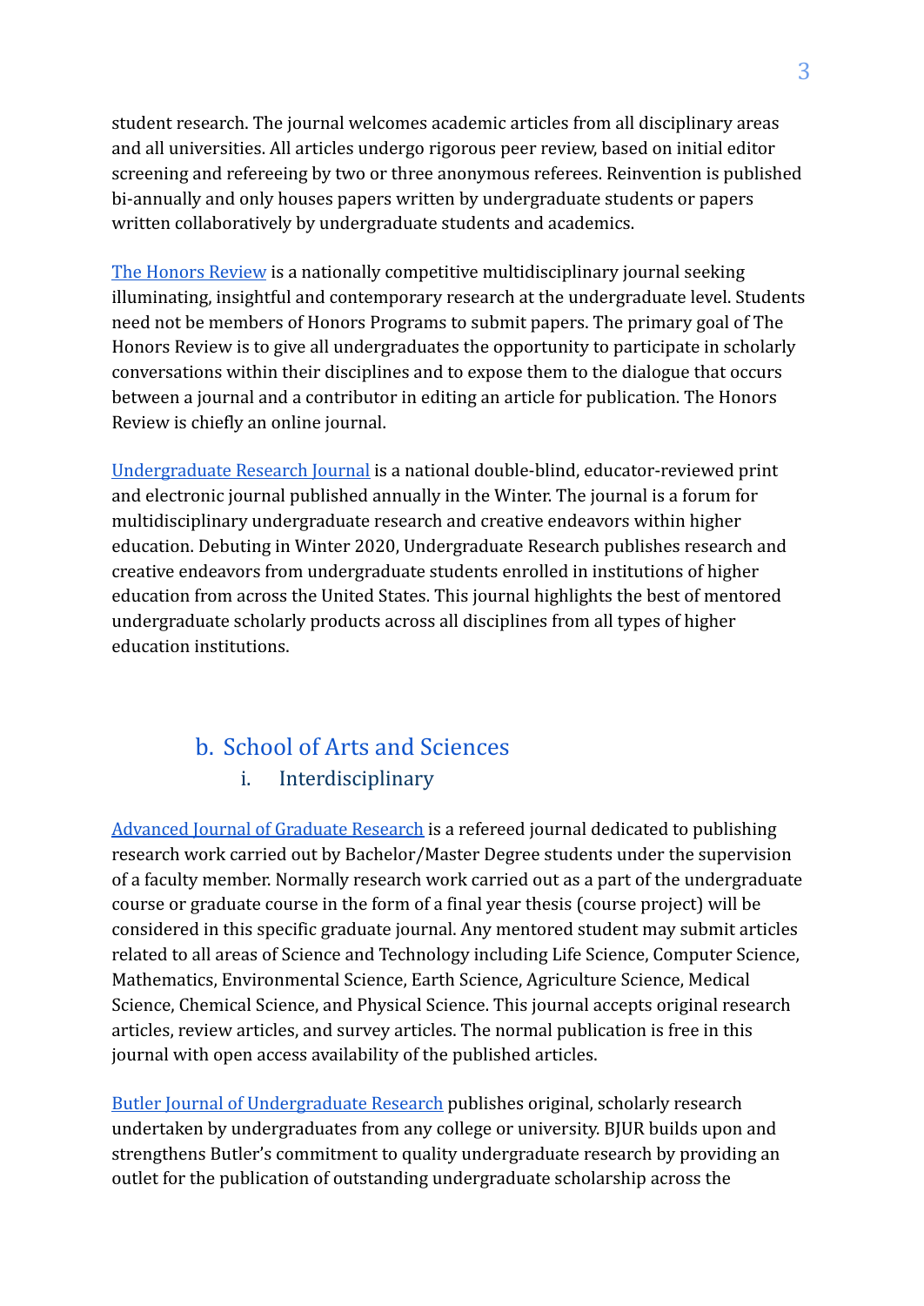student research. The journal welcomes academic articles from all disciplinary areas and all universities. All articles undergo rigorous peer review, based on initial editor screening and refereeing by two or three anonymous referees. Reinvention is published bi-annually and only houses papers written by undergraduate students or papers written collaboratively by undergraduate students and academics.

The Honors Review is a nationally competitive multidisciplinary journal seeking illuminating, insightful and contemporary research at the undergraduate level. Students need not be members of Honors Programs to submit papers. The primary goal of The Honors Review is to give all undergraduates the opportunity to participate in scholarly conversations within their disciplines and to expose them to the dialogue that occurs between a journal and a contributor in editing an article for publication. The Honors Review is chiefly an online journal.

Undergraduate Research Journal is a national double-blind, educator-reviewed print and electronic journal published annually in the Winter. The journal is a forum for multidisciplinary undergraduate research and creative endeavors within higher education. Debuting in Winter 2020, Undergraduate Research publishes research and creative endeavors from undergraduate students enrolled in institutions of higher education from across the United States. This journal highlights the best of mentored undergraduate scholarly products across all disciplines from all types of higher education institutions.

## b. School of Arts and Sciences

### i. Interdisciplinary

Advanced Journal of Graduate Research is a refereed journal dedicated to publishing research work carried out by Bachelor/Master Degree students under the supervision of a faculty member. Normally research work carried out as a part of the undergraduate course or graduate course in the form of a final year thesis (course project) will be considered in this specific graduate journal. Any mentored student may submit articles related to all areas of Science and Technology including Life Science, Computer Science, Mathematics, Environmental Science, Earth Science, Agriculture Science, Medical Science, Chemical Science, and Physical Science. This journal accepts original research articles, review articles, and survey articles. The normal publication is free in this journal with open access availability of the published articles.

Butler Journal of Undergraduate Research publishes original, scholarly research undertaken by undergraduates from any college or university. BJUR builds upon and strengthens Butler's commitment to quality undergraduate research by providing an outlet for the publication of outstanding undergraduate scholarship across the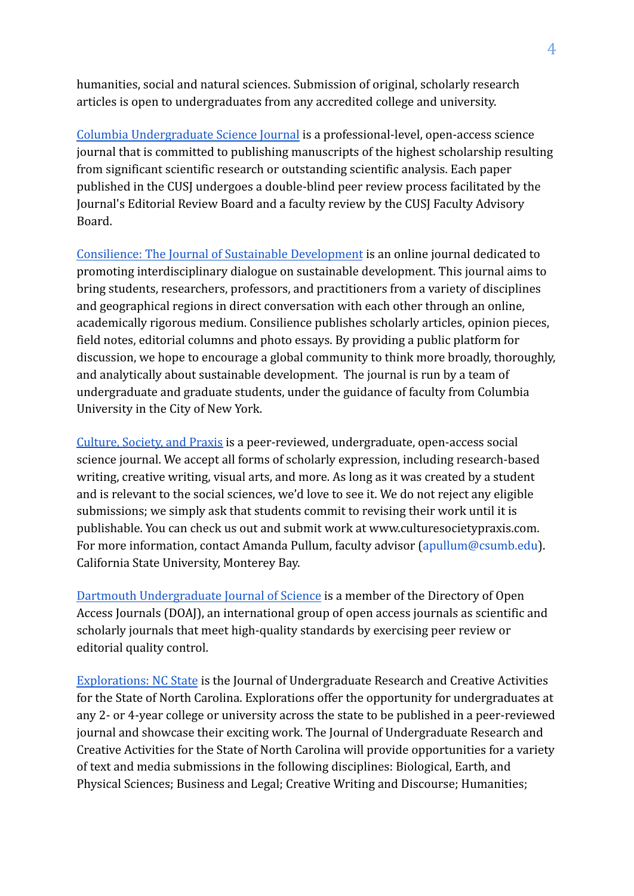humanities, social and natural sciences. Submission of original, scholarly research articles is open to undergraduates from any accredited college and university.

[Columbia Undergraduate Science Journal] is a professional-level, open-access science journal that is committed to publishing manuscripts of the highest scholarship resulting from significant scientific research or outstanding scientific analysis. Each paper published in the CUSJ undergoes a double-blind peer review process facilitated by the Journal's Editorial Review Board and a faculty review by the CUSJ Faculty Advisory Board.

[Consilience: The Journal of Sustainable Development] is an online journal dedicated to promoting interdisciplinary dialogue on sustainable development. This journal aims to bring students, researchers, professors, and practitioners from a variety of disciplines and geographical regions in direct conversation with each other through an online, academically rigorous medium. Consilience publishes scholarly articles, opinion pieces, field notes, editorial columns and photo essays. By providing a public platform for discussion, we hope to encourage a global community to think more broadly, thoroughly, and analytically about sustainable development. The journal is run by a team of undergraduate and graduate students, under the guidance of faculty from Columbia University in the City of New York.

[Culture, Society, and Praxis] is a peer-reviewed, undergraduate, open-access social science journal. We accept all forms of scholarly expression, including research-based writing, creative writing, visual arts, and more. As long as it was created by a student and is relevant to the social sciences, we'd love to see it. We do not reject any eligible submissions; we simply ask that students commit to revising their work until it is publishable. You can check us out and submit work at www.culturesocietypraxis.com. For more information, contact Amanda Pullum, faculty advisor (apullum@csumb.edu). California State University, Monterey Bay.

[Dartmouth Undergraduate Journal of Science] is a member of the Directory of Open Access Journals (DOAJ), an international group of open access journals as scientific and scholarly journals that meet high-quality standards by exercising peer review or editorial quality control.

[Explorations: NC State] is the Journal of Undergraduate Research and Creative Activities for the State of North Carolina. Explorations offer the opportunity for undergraduates at any 2- or 4-year college or university across the state to be published in a peer-reviewed journal and showcase their exciting work. The Journal of Undergraduate Research and Creative Activities for the State of North Carolina will provide opportunities for a variety of text and media submissions in the following disciplines: Biological, Earth, and Physical Sciences; Business and Legal; Creative Writing and Discourse; Humanities;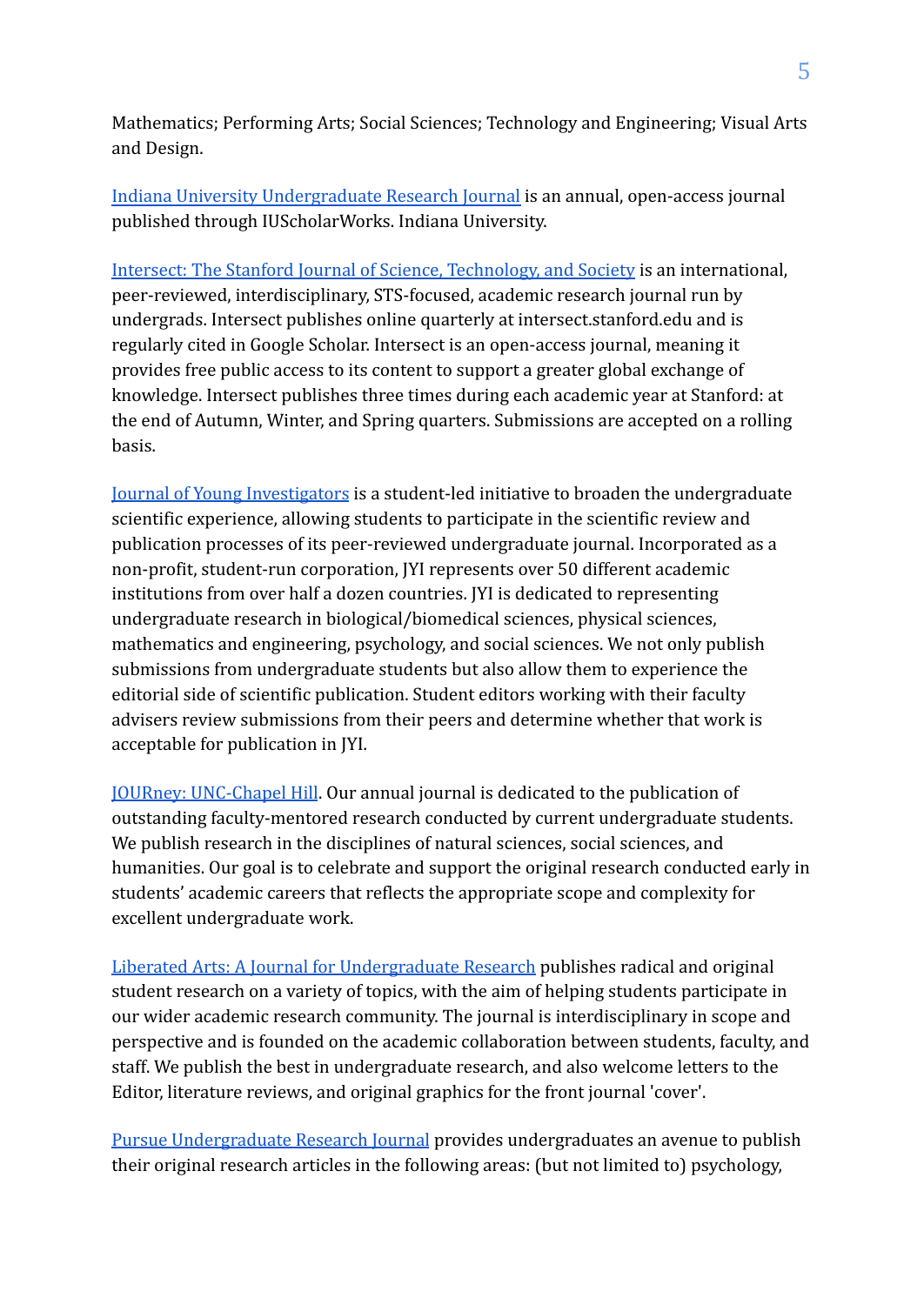Mathematics; Performing Arts; Social Sciences; Technology and Engineering; Visual Arts and Design.

Indiana University Undergraduate Research Journal is an annual, open-access journal published through IUScholarWorks. Indiana University.

Intersect: The Stanford Journal of Science, Technology, and Society is an international, peer-reviewed, interdisciplinary, STS-focused, academic research journal run by undergrads. Intersect publishes online quarterly at intersect.stanford.edu and is regularly cited in Google Scholar. Intersect is an open-access journal, meaning it provides free public access to its content to support a greater global exchange of knowledge. Intersect publishes three times during each academic year at Stanford: at the end of Autumn, Winter, and Spring quarters. Submissions are accepted on a rolling basis.

Journal of Young Investigators is a student-led initiative to broaden the undergraduate scientific experience, allowing students to participate in the scientific review and publication processes of its peer-reviewed undergraduate journal. Incorporated as a non-profit, student-run corporation, JYI represents over 50 different academic institutions from over half a dozen countries. JYI is dedicated to representing undergraduate research in biological/biomedical sciences, physical sciences, mathematics and engineering, psychology, and social sciences. We not only publish submissions from undergraduate students but also allow them to experience the editorial side of scientific publication. Student editors working with their faculty advisers review submissions from their peers and determine whether that work is acceptable for publication in JYI.

JOURney: UNC-Chapel Hill. Our annual journal is dedicated to the publication of outstanding faculty-mentored research conducted by current undergraduate students. We publish research in the disciplines of natural sciences, social sciences, and humanities. Our goal is to celebrate and support the original research conducted early in students' academic careers that reflects the appropriate scope and complexity for excellent undergraduate work.

Liberated Arts: A Journal for Undergraduate Research publishes radical and original student research on a variety of topics, with the aim of helping students participate in our wider academic research community. The journal is interdisciplinary in scope and perspective and is founded on the academic collaboration between students, faculty, and staff. We publish the best in undergraduate research, and also welcome letters to the Editor, literature reviews, and original graphics for the front journal 'cover'.

Pursue Undergraduate Research Journal provides undergraduates an avenue to publish their original research articles in the following areas: (but not limited to) psychology,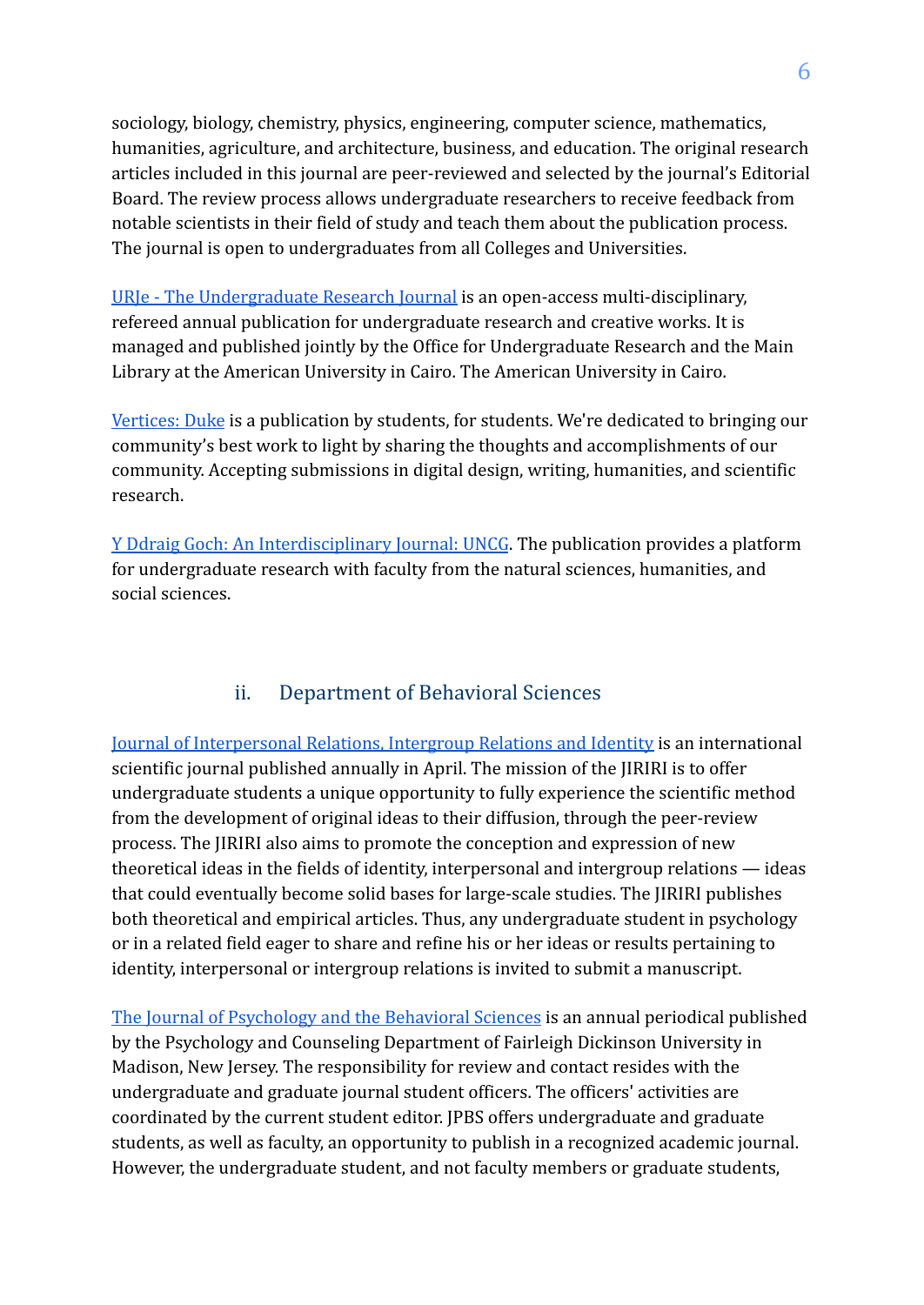sociology, biology, chemistry, physics, engineering, computer science, mathematics, humanities, agriculture, and architecture, business, and education. The original research articles included in this journal are peer-reviewed and selected by the journal's Editorial Board. The review process allows undergraduate researchers to receive feedback from notable scientists in their field of study and teach them about the publication process. The journal is open to undergraduates from all Colleges and Universities.

URJe - The Undergraduate Research Journal is an open-access multi-disciplinary, refereed annual publication for undergraduate research and creative works. It is managed and published jointly by the Office for Undergraduate Research and the Main Library at the American University in Cairo. The American University in Cairo.

Vertices: Duke is a publication by students, for students. We're dedicated to bringing our community's best work to light by sharing the thoughts and accomplishments of our community. Accepting submissions in digital design, writing, humanities, and scientific research.

Y Ddraig Goch: An Interdisciplinary Journal: UNCG. The publication provides a platform for undergraduate research with faculty from the natural sciences, humanities, and social sciences.

## ii. Department of Behavioral Sciences

Journal of Interpersonal Relations, Intergroup Relations and Identity is an international scientific journal published annually in April. The mission of the JIRIRI is to offer undergraduate students a unique opportunity to fully experience the scientific method from the development of original ideas to their diffusion, through the peer-review process. The JIRIRI also aims to promote the conception and expression of new theoretical ideas in the fields of identity, interpersonal and intergroup relations — ideas that could eventually become solid bases for large-scale studies. The JIRIRI publishes both theoretical and empirical articles. Thus, any undergraduate student in psychology or in a related field eager to share and refine his or her ideas or results pertaining to identity, interpersonal or intergroup relations is invited to submit a manuscript.

The Journal of Psychology and the Behavioral Sciences is an annual periodical published by the Psychology and Counseling Department of Fairleigh Dickinson University in Madison, New Jersey. The responsibility for review and contact resides with the undergraduate and graduate journal student officers. The officers' activities are coordinated by the current student editor. JPBS offers undergraduate and graduate students, as well as faculty, an opportunity to publish in a recognized academic journal. However, the undergraduate student, and not faculty members or graduate students,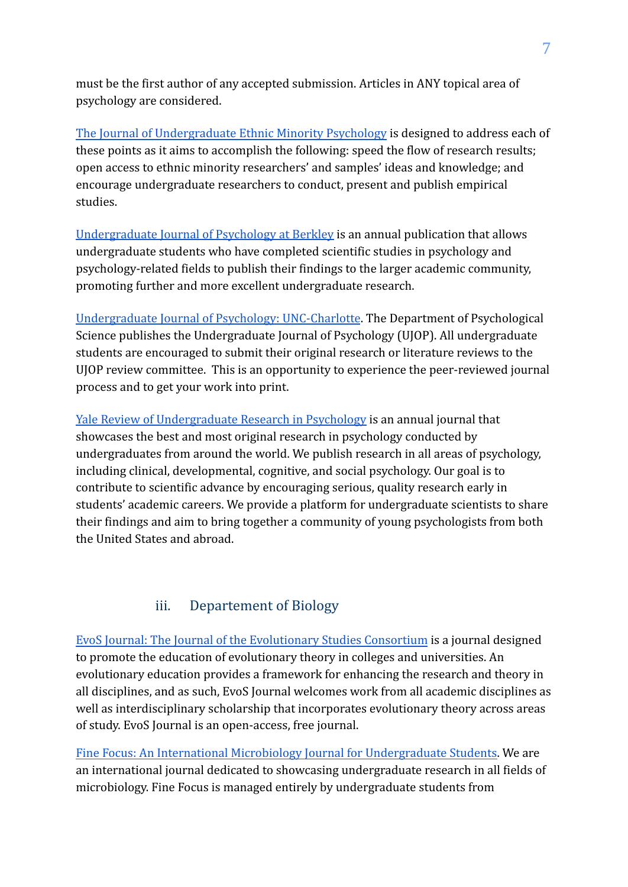must be the first author of any accepted submission. Articles in ANY topical area of psychology are considered.

The Journal of Undergraduate Ethnic Minority Psychology is designed to address each of these points as it aims to accomplish the following: speed the flow of research results; open access to ethnic minority researchers' and samples' ideas and knowledge; and encourage undergraduate researchers to conduct, present and publish empirical studies.

Undergraduate Journal of Psychology at Berkley is an annual publication that allows undergraduate students who have completed scientific studies in psychology and psychology-related fields to publish their findings to the larger academic community, promoting further and more excellent undergraduate research.

Undergraduate Journal of Psychology: UNC-Charlotte. The Department of Psychological Science publishes the Undergraduate Journal of Psychology (UJOP). All undergraduate students are encouraged to submit their original research or literature reviews to the UJOP review committee. This is an opportunity to experience the peer-reviewed journal process and to get your work into print.

Yale Review of Undergraduate Research in Psychology is an annual journal that showcases the best and most original research in psychology conducted by undergraduates from around the world. We publish research in all areas of psychology, including clinical, developmental, cognitive, and social psychology. Our goal is to contribute to scientific advance by encouraging serious, quality research early in students' academic careers. We provide a platform for undergraduate scientists to share their findings and aim to bring together a community of young psychologists from both the United States and abroad.

### iii. Departement of Biology

EvoS Journal: The Journal of the Evolutionary Studies Consortium is a journal designed to promote the education of evolutionary theory in colleges and universities. An evolutionary education provides a framework for enhancing the research and theory in all disciplines, and as such, EvoS Journal welcomes work from all academic disciplines as well as interdisciplinary scholarship that incorporates evolutionary theory across areas of study. EvoS Journal is an open-access, free journal.

Fine Focus: An International Microbiology Journal for Undergraduate Students. We are an international journal dedicated to showcasing undergraduate research in all fields of microbiology. Fine Focus is managed entirely by undergraduate students from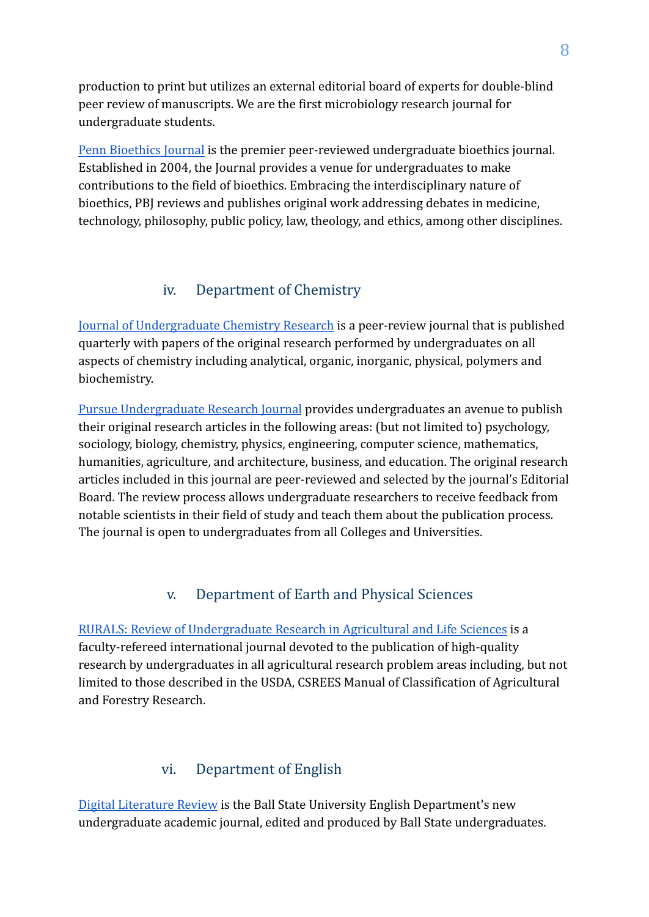production to print but utilizes an external editorial board of experts for double-blind peer review of manuscripts. We are the first microbiology research journal for undergraduate students.

Penn Bioethics Journal is the premier peer-reviewed undergraduate bioethics journal. Established in 2004, the Journal provides a venue for undergraduates to make contributions to the field of bioethics. Embracing the interdisciplinary nature of bioethics, PBJ reviews and publishes original work addressing debates in medicine, technology, philosophy, public policy, law, theology, and ethics, among other disciplines.

### iv. Department of Chemistry

Journal of Undergraduate Chemistry Research is a peer-review journal that is published quarterly with papers of the original research performed by undergraduates on all aspects of chemistry including analytical, organic, inorganic, physical, polymers and biochemistry.

Pursue Undergraduate Research Journal provides undergraduates an avenue to publish their original research articles in the following areas: (but not limited to) psychology, sociology, biology, chemistry, physics, engineering, computer science, mathematics, humanities, agriculture, and architecture, business, and education. The original research articles included in this journal are peer-reviewed and selected by the journal's Editorial Board. The review process allows undergraduate researchers to receive feedback from notable scientists in their field of study and teach them about the publication process. The journal is open to undergraduates from all Colleges and Universities.

### v. Department of Earth and Physical Sciences

RURALS: Review of Undergraduate Research in Agricultural and Life Sciences is a faculty-refereed international journal devoted to the publication of high-quality research by undergraduates in all agricultural research problem areas including, but not limited to those described in the USDA, CSREES Manual of Classification of Agricultural and Forestry Research.

### vi. Department of English

Digital Literature Review is the Ball State University English Department's new undergraduate academic journal, edited and produced by Ball State undergraduates.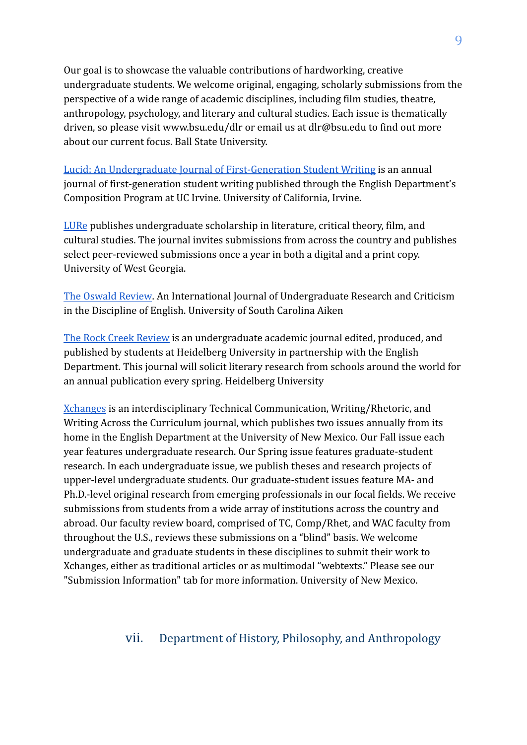Our goal is to showcase the valuable contributions of hardworking, creative undergraduate students. We welcome original, engaging, scholarly submissions from the perspective of a wide range of academic disciplines, including film studies, theatre, anthropology, psychology, and literary and cultural studies. Each issue is thematically driven, so please visit www.bsu.edu/dlr or email us at dlr@bsu.edu to find out more about our current focus. Ball State University.

Lucid: An Undergraduate Journal of First-Generation Student Writing is an annual journal of first-generation student writing published through the English Department's Composition Program at UC Irvine. University of California, Irvine.

LURe publishes undergraduate scholarship in literature, critical theory, film, and cultural studies. The journal invites submissions from across the country and publishes select peer-reviewed submissions once a year in both a digital and a print copy. University of West Georgia.

The Oswald Review. An International Journal of Undergraduate Research and Criticism in the Discipline of English. University of South Carolina Aiken

The Rock Creek Review is an undergraduate academic journal edited, produced, and published by students at Heidelberg University in partnership with the English Department. This journal will solicit literary research from schools around the world for an annual publication every spring. Heidelberg University

Xchanges is an interdisciplinary Technical Communication, Writing/Rhetoric, and Writing Across the Curriculum journal, which publishes two issues annually from its home in the English Department at the University of New Mexico. Our Fall issue each year features undergraduate research. Our Spring issue features graduate-student research. In each undergraduate issue, we publish theses and research projects of upper-level undergraduate students. Our graduate-student issues feature MA- and Ph.D.-level original research from emerging professionals in our focal fields. We receive submissions from students from a wide array of institutions across the country and abroad. Our faculty review board, comprised of TC, Comp/Rhet, and WAC faculty from throughout the U.S., reviews these submissions on a "blind" basis. We welcome undergraduate and graduate students in these disciplines to submit their work to Xchanges, either as traditional articles or as multimodal "webtexts." Please see our "Submission Information" tab for more information. University of New Mexico.

## vii. Department of History, Philosophy, and Anthropology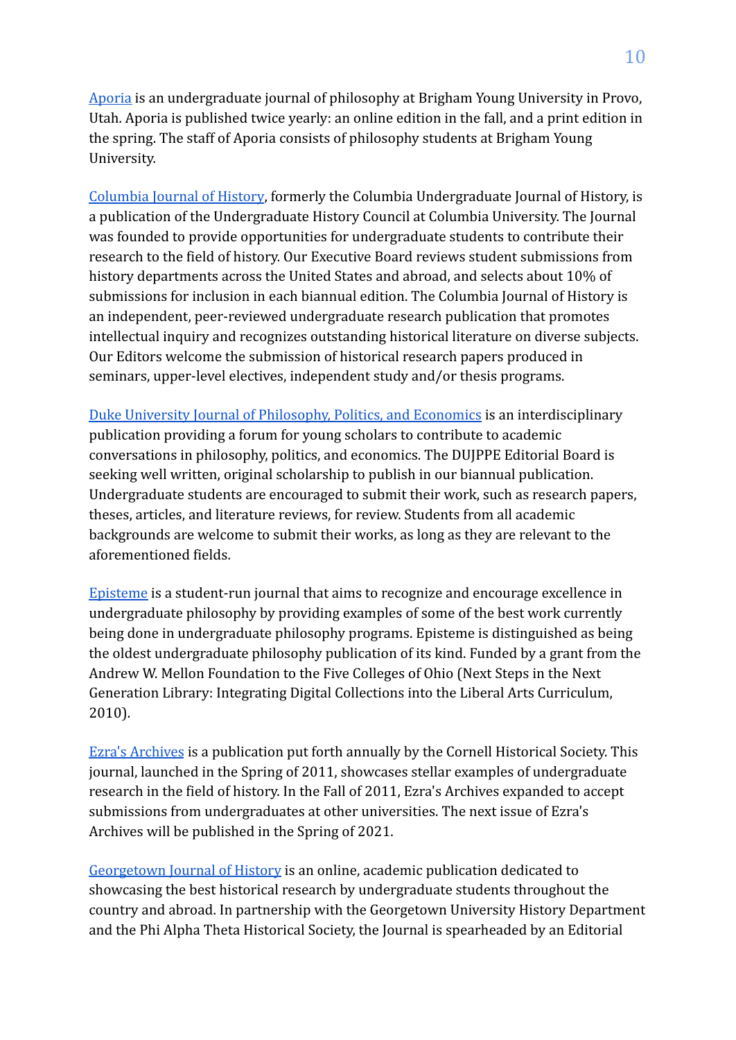Aporia is an undergraduate journal of philosophy at Brigham Young University in Provo, Utah. Aporia is published twice yearly: an online edition in the fall, and a print edition in the spring. The staff of Aporia consists of philosophy students at Brigham Young University.

Columbia Journal of History, formerly the Columbia Undergraduate Journal of History, is a publication of the Undergraduate History Council at Columbia University. The Journal was founded to provide opportunities for undergraduate students to contribute their research to the field of history. Our Executive Board reviews student submissions from history departments across the United States and abroad, and selects about 10% of submissions for inclusion in each biannual edition. The Columbia Journal of History is an independent, peer-reviewed undergraduate research publication that promotes intellectual inquiry and recognizes outstanding historical literature on diverse subjects. Our Editors welcome the submission of historical research papers produced in seminars, upper-level electives, independent study and/or thesis programs.

Duke University Journal of Philosophy, Politics, and Economics is an interdisciplinary publication providing a forum for young scholars to contribute to academic conversations in philosophy, politics, and economics. The DUJPPE Editorial Board is seeking well written, original scholarship to publish in our biannual publication. Undergraduate students are encouraged to submit their work, such as research papers, theses, articles, and literature reviews, for review. Students from all academic backgrounds are welcome to submit their works, as long as they are relevant to the aforementioned fields.

Episteme is a student-run journal that aims to recognize and encourage excellence in undergraduate philosophy by providing examples of some of the best work currently being done in undergraduate philosophy programs. Episteme is distinguished as being the oldest undergraduate philosophy publication of its kind. Funded by a grant from the Andrew W. Mellon Foundation to the Five Colleges of Ohio (Next Steps in the Next Generation Library: Integrating Digital Collections into the Liberal Arts Curriculum, 2010).

Ezra's Archives is a publication put forth annually by the Cornell Historical Society. This journal, launched in the Spring of 2011, showcases stellar examples of undergraduate research in the field of history. In the Fall of 2011, Ezra's Archives expanded to accept submissions from undergraduates at other universities. The next issue of Ezra's Archives will be published in the Spring of 2021.

Georgetown Journal of History is an online, academic publication dedicated to showcasing the best historical research by undergraduate students throughout the country and abroad. In partnership with the Georgetown University History Department and the Phi Alpha Theta Historical Society, the Journal is spearheaded by an Editorial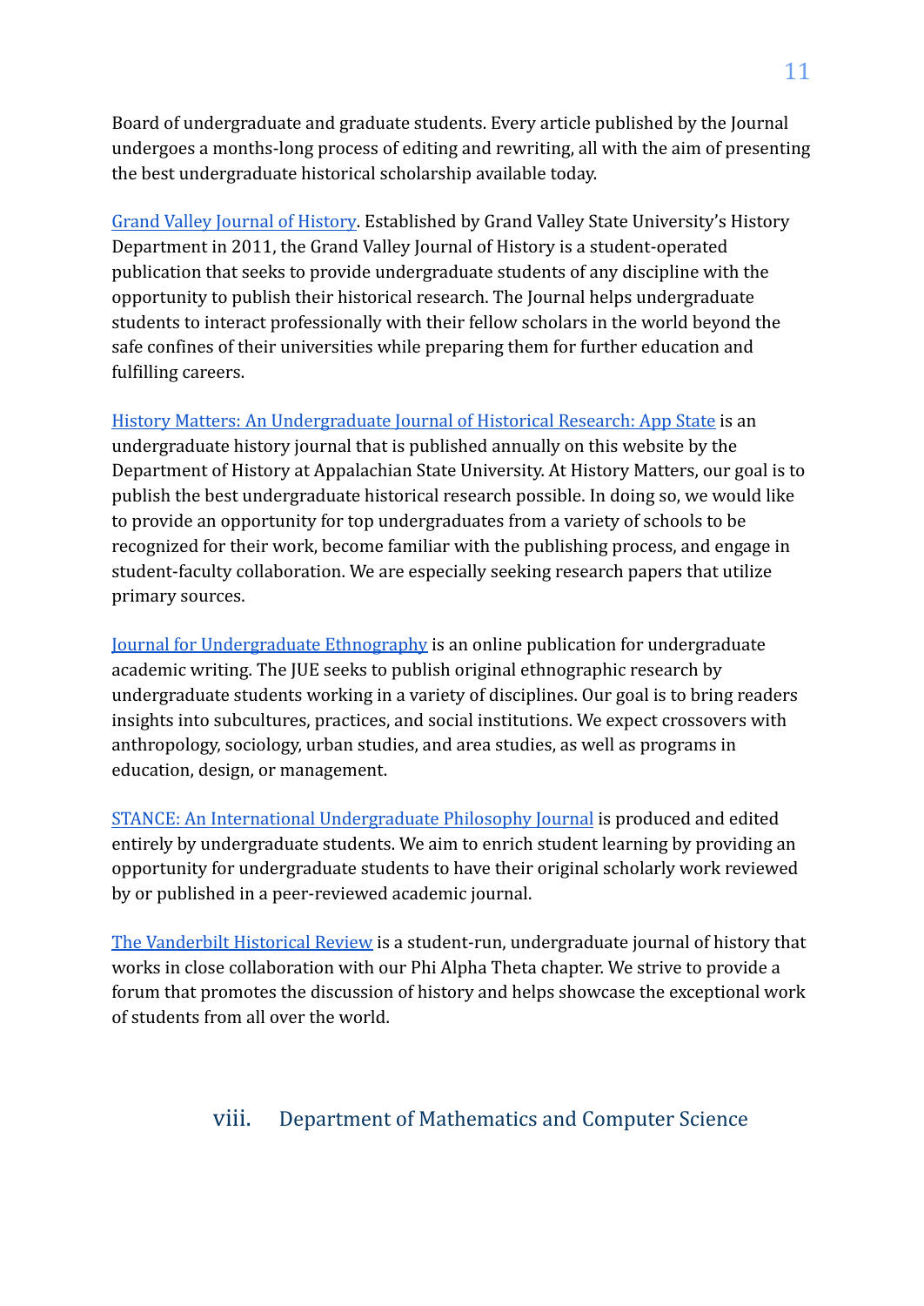Board of undergraduate and graduate students. Every article published by the Journal undergoes a months-long process of editing and rewriting, all with the aim of presenting the best undergraduate historical scholarship available today.

Grand Valley Journal of History. Established by Grand Valley State University's History Department in 2011, the Grand Valley Journal of History is a student-operated publication that seeks to provide undergraduate students of any discipline with the opportunity to publish their historical research. The Journal helps undergraduate students to interact professionally with their fellow scholars in the world beyond the safe confines of their universities while preparing them for further education and fulfilling careers.

History Matters: An Undergraduate Journal of Historical Research: App State is an undergraduate history journal that is published annually on this website by the Department of History at Appalachian State University. At History Matters, our goal is to publish the best undergraduate historical research possible. In doing so, we would like to provide an opportunity for top undergraduates from a variety of schools to be recognized for their work, become familiar with the publishing process, and engage in student-faculty collaboration. We are especially seeking research papers that utilize primary sources.

Journal for Undergraduate Ethnography is an online publication for undergraduate academic writing. The JUE seeks to publish original ethnographic research by undergraduate students working in a variety of disciplines. Our goal is to bring readers insights into subcultures, practices, and social institutions. We expect crossovers with anthropology, sociology, urban studies, and area studies, as well as programs in education, design, or management.

STANCE: An International Undergraduate Philosophy Journal is produced and edited entirely by undergraduate students. We aim to enrich student learning by providing an opportunity for undergraduate students to have their original scholarly work reviewed by or published in a peer-reviewed academic journal.

The Vanderbilt Historical Review is a student-run, undergraduate journal of history that works in close collaboration with our Phi Alpha Theta chapter. We strive to provide a forum that promotes the discussion of history and helps showcase the exceptional work of students from all over the world.

## viii. Department of Mathematics and Computer Science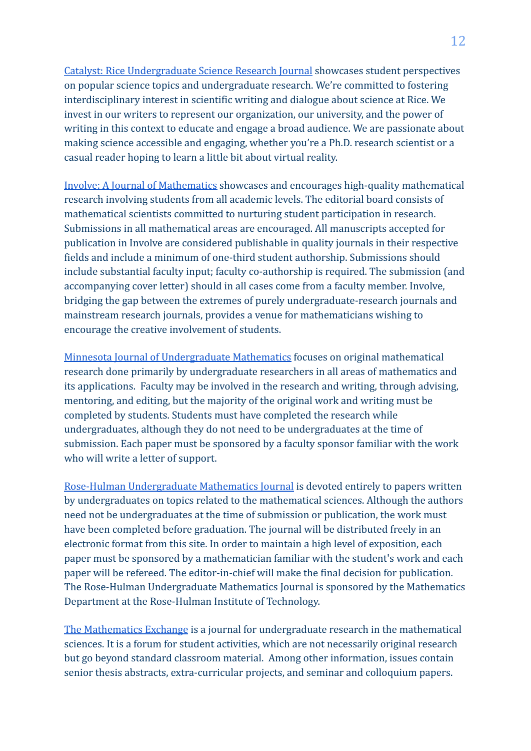Catalyst: Rice Undergraduate Science Research Journal showcases student perspectives on popular science topics and undergraduate research. We're committed to fostering interdisciplinary interest in scientific writing and dialogue about science at Rice. We invest in our writers to represent our organization, our university, and the power of writing in this context to educate and engage a broad audience. We are passionate about making science accessible and engaging, whether you're a Ph.D. research scientist or a casual reader hoping to learn a little bit about virtual reality.

Involve: A Journal of Mathematics showcases and encourages high-quality mathematical research involving students from all academic levels. The editorial board consists of mathematical scientists committed to nurturing student participation in research. Submissions in all mathematical areas are encouraged. All manuscripts accepted for publication in Involve are considered publishable in quality journals in their respective fields and include a minimum of one-third student authorship. Submissions should include substantial faculty input; faculty co-authorship is required. The submission (and accompanying cover letter) should in all cases come from a faculty member. Involve, bridging the gap between the extremes of purely undergraduate-research journals and mainstream research journals, provides a venue for mathematicians wishing to encourage the creative involvement of students.

Minnesota Journal of Undergraduate Mathematics focuses on original mathematical research done primarily by undergraduate researchers in all areas of mathematics and its applications. Faculty may be involved in the research and writing, through advising, mentoring, and editing, but the majority of the original work and writing must be completed by students. Students must have completed the research while undergraduates, although they do not need to be undergraduates at the time of submission. Each paper must be sponsored by a faculty sponsor familiar with the work who will write a letter of support.

Rose-Hulman Undergraduate Mathematics Journal is devoted entirely to papers written by undergraduates on topics related to the mathematical sciences. Although the authors need not be undergraduates at the time of submission or publication, the work must have been completed before graduation. The journal will be distributed freely in an electronic format from this site. In order to maintain a high level of exposition, each paper must be sponsored by a mathematician familiar with the student's work and each paper will be refereed. The editor-in-chief will make the final decision for publication. The Rose-Hulman Undergraduate Mathematics Journal is sponsored by the Mathematics Department at the Rose-Hulman Institute of Technology.

The Mathematics Exchange is a journal for undergraduate research in the mathematical sciences. It is a forum for student activities, which are not necessarily original research but go beyond standard classroom material. Among other information, issues contain senior thesis abstracts, extra-curricular projects, and seminar and colloquium papers.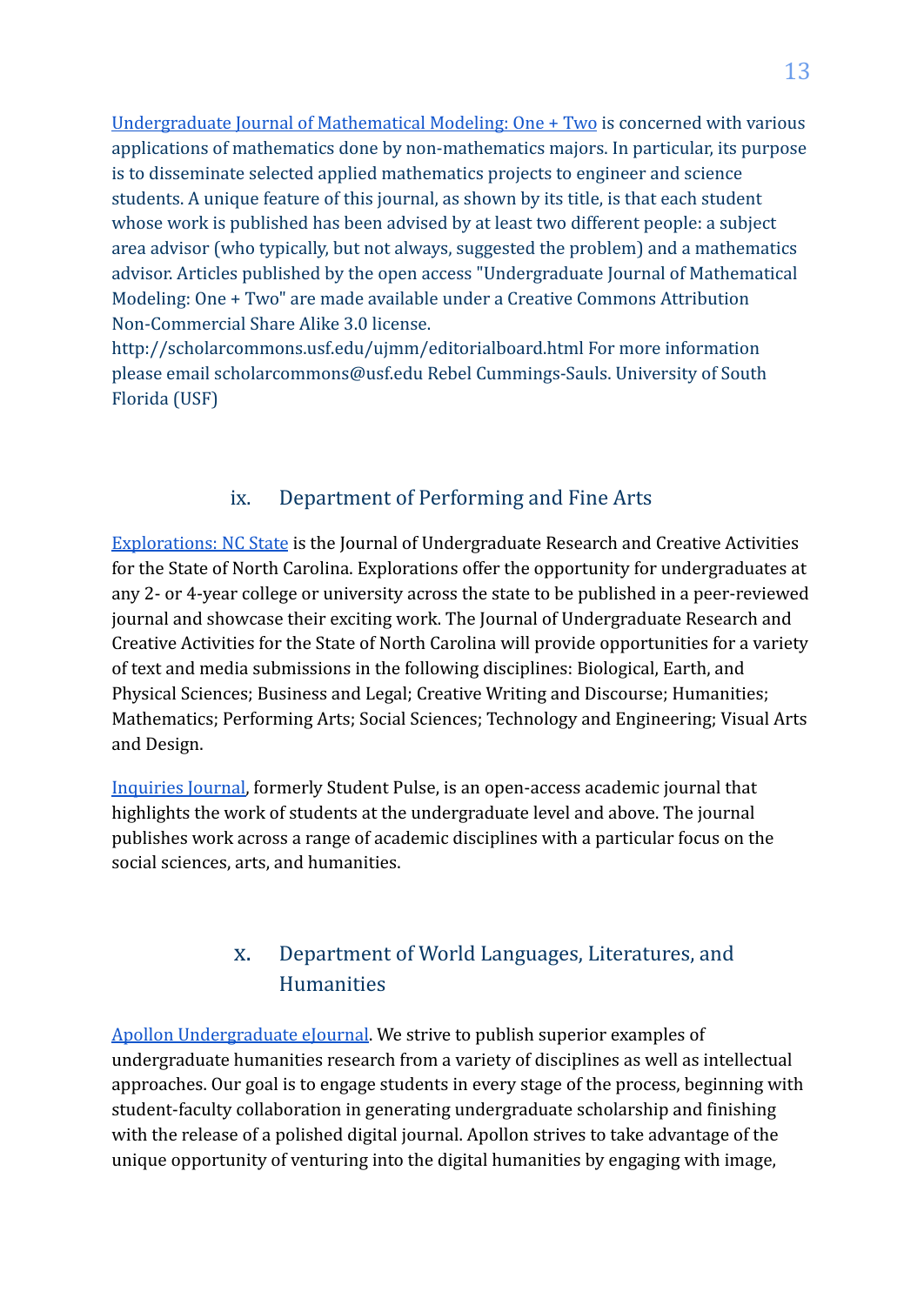Undergraduate Journal of Mathematical Modeling: One + Two is concerned with various applications of mathematics done by non-mathematics majors. In particular, its purpose is to disseminate selected applied mathematics projects to engineer and science students. A unique feature of this journal, as shown by its title, is that each student whose work is published has been advised by at least two different people: a subject area advisor (who typically, but not always, suggested the problem) and a mathematics advisor. Articles published by the open access "Undergraduate Journal of Mathematical Modeling: One + Two" are made available under a Creative Commons Attribution Non-Commercial Share Alike 3.0 license. http://scholarcommons.usf.edu/ujmm/editorialboard.html For more information please email scholarcommons@usf.edu Rebel Cummings-Sauls. University of South Florida (USF)

## ix. Department of Performing and Fine Arts

Explorations: NC State is the Journal of Undergraduate Research and Creative Activities for the State of North Carolina. Explorations offer the opportunity for undergraduates at any 2- or 4-year college or university across the state to be published in a peer-reviewed journal and showcase their exciting work. The Journal of Undergraduate Research and Creative Activities for the State of North Carolina will provide opportunities for a variety of text and media submissions in the following disciplines: Biological, Earth, and Physical Sciences; Business and Legal; Creative Writing and Discourse; Humanities; Mathematics; Performing Arts; Social Sciences; Technology and Engineering; Visual Arts and Design.

Inquiries Journal, formerly Student Pulse, is an open-access academic journal that highlights the work of students at the undergraduate level and above. The journal publishes work across a range of academic disciplines with a particular focus on the social sciences, arts, and humanities.

## x. Department of World Languages, Literatures, and Humanities

Apollon Undergraduate eJournal. We strive to publish superior examples of undergraduate humanities research from a variety of disciplines as well as intellectual approaches. Our goal is to engage students in every stage of the process, beginning with student-faculty collaboration in generating undergraduate scholarship and finishing with the release of a polished digital journal. Apollon strives to take advantage of the unique opportunity of venturing into the digital humanities by engaging with image,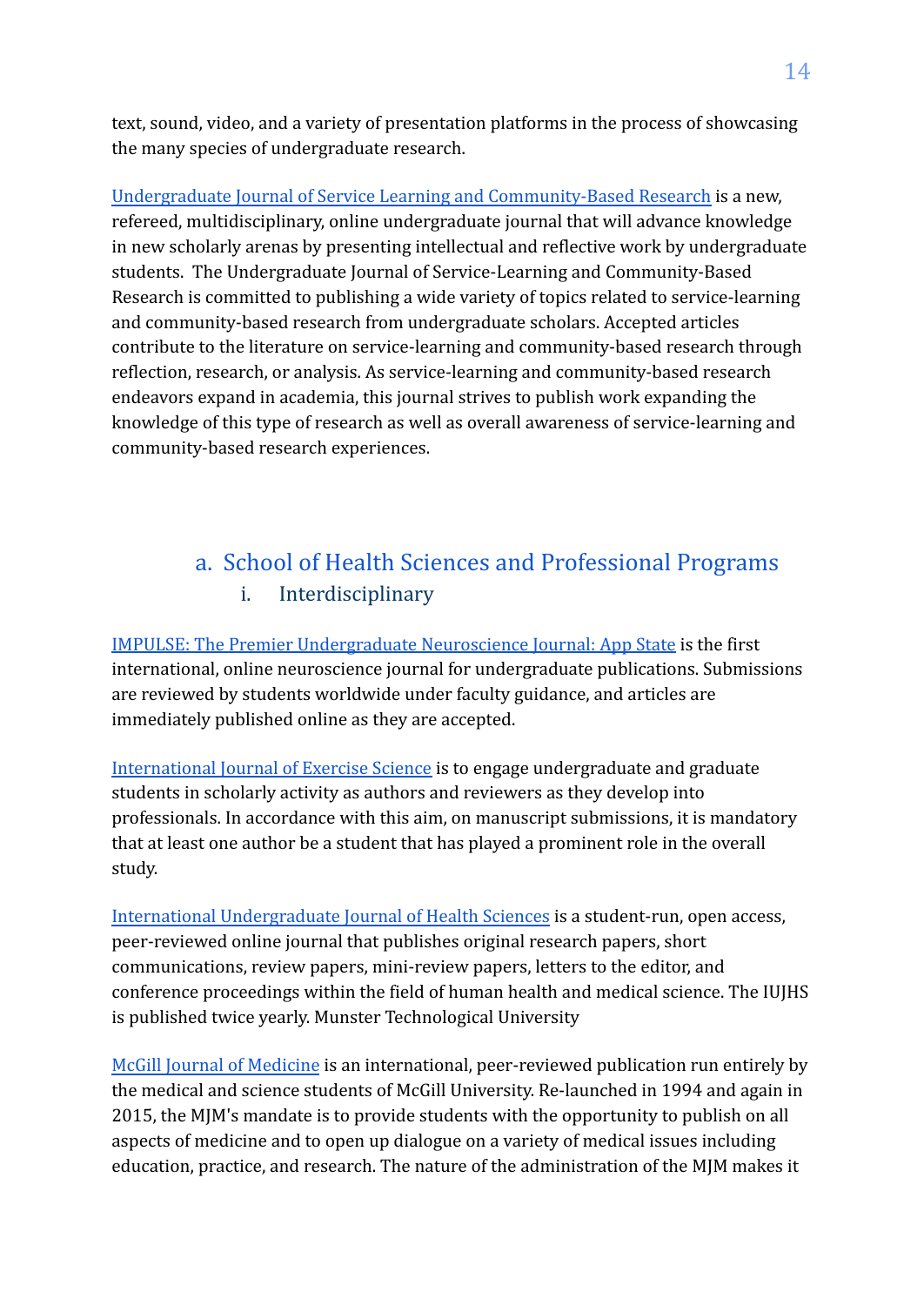text, sound, video, and a variety of presentation platforms in the process of showcasing the many species of undergraduate research.

Undergraduate Journal of Service Learning and Community-Based Research is a new, refereed, multidisciplinary, online undergraduate journal that will advance knowledge in new scholarly arenas by presenting intellectual and reflective work by undergraduate students. The Undergraduate Journal of Service-Learning and Community-Based Research is committed to publishing a wide variety of topics related to service-learning and community-based research from undergraduate scholars. Accepted articles contribute to the literature on service-learning and community-based research through reflection, research, or analysis. As service-learning and community-based research endeavors expand in academia, this journal strives to publish work expanding the knowledge of this type of research as well as overall awareness of service-learning and community-based research experiences.

## a. School of Health Sciences and Professional Programs

### i. Interdisciplinary

IMPULSE: The Premier Undergraduate Neuroscience Journal: App State is the first international, online neuroscience journal for undergraduate publications. Submissions are reviewed by students worldwide under faculty guidance, and articles are immediately published online as they are accepted.

International Journal of Exercise Science is to engage undergraduate and graduate students in scholarly activity as authors and reviewers as they develop into professionals. In accordance with this aim, on manuscript submissions, it is mandatory that at least one author be a student that has played a prominent role in the overall study.

International Undergraduate Journal of Health Sciences is a student-run, open access, peer-reviewed online journal that publishes original research papers, short communications, review papers, mini-review papers, letters to the editor, and conference proceedings within the field of human health and medical science. The IUJHS is published twice yearly. Munster Technological University

McGill Journal of Medicine is an international, peer-reviewed publication run entirely by the medical and science students of McGill University. Re-launched in 1994 and again in 2015, the MJM's mandate is to provide students with the opportunity to publish on all aspects of medicine and to open up dialogue on a variety of medical issues including education, practice, and research. The nature of the administration of the MJM makes it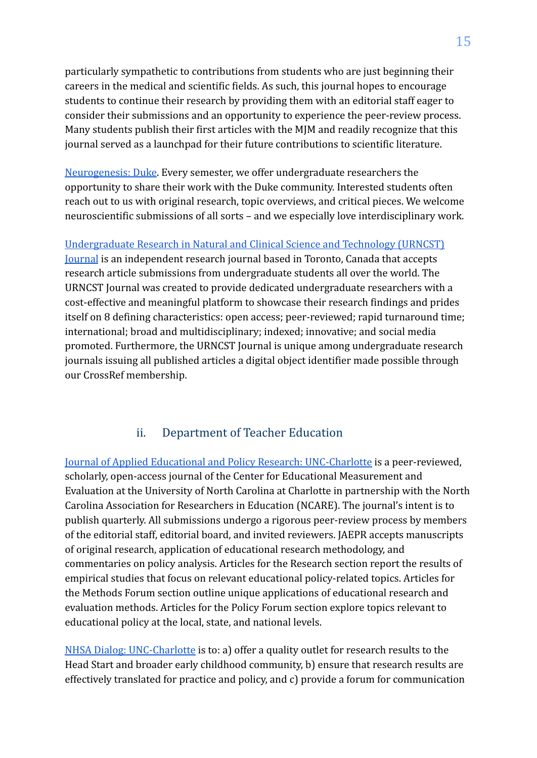particularly sympathetic to contributions from students who are just beginning their careers in the medical and scientific fields. As such, this journal hopes to encourage students to continue their research by providing them with an editorial staff eager to consider their submissions and an opportunity to experience the peer-review process. Many students publish their first articles with the MJM and readily recognize that this journal served as a launchpad for their future contributions to scientific literature.

[Neurogenesis: Duke](). Every semester, we offer undergraduate researchers the opportunity to share their work with the Duke community. Interested students often reach out to us with original research, topic overviews, and critical pieces. We welcome neuroscientific submissions of all sorts – and we especially love interdisciplinary work.

[Undergraduate Research in Natural and Clinical Science and Technology (URNCST) Journal]() is an independent research journal based in Toronto, Canada that accepts research article submissions from undergraduate students all over the world. The URNCST Journal was created to provide dedicated undergraduate researchers with a cost-effective and meaningful platform to showcase their research findings and prides itself on 8 defining characteristics: open access; peer-reviewed; rapid turnaround time; international; broad and multidisciplinary; indexed; innovative; and social media promoted. Furthermore, the URNCST Journal is unique among undergraduate research journals issuing all published articles a digital object identifier made possible through our CrossRef membership.

### ii. Department of Teacher Education

[Journal of Applied Educational and Policy Research: UNC-Charlotte]() is a peer-reviewed, scholarly, open-access journal of the Center for Educational Measurement and Evaluation at the University of North Carolina at Charlotte in partnership with the North Carolina Association for Researchers in Education (NCARE). The journal's intent is to publish quarterly. All submissions undergo a rigorous peer-review process by members of the editorial staff, editorial board, and invited reviewers. JAEPR accepts manuscripts of original research, application of educational research methodology, and commentaries on policy analysis. Articles for the Research section report the results of empirical studies that focus on relevant educational policy-related topics. Articles for the Methods Forum section outline unique applications of educational research and evaluation methods. Articles for the Policy Forum section explore topics relevant to educational policy at the local, state, and national levels.

[NHSA Dialog: UNC-Charlotte]() is to: a) offer a quality outlet for research results to the Head Start and broader early childhood community, b) ensure that research results are effectively translated for practice and policy, and c) provide a forum for communication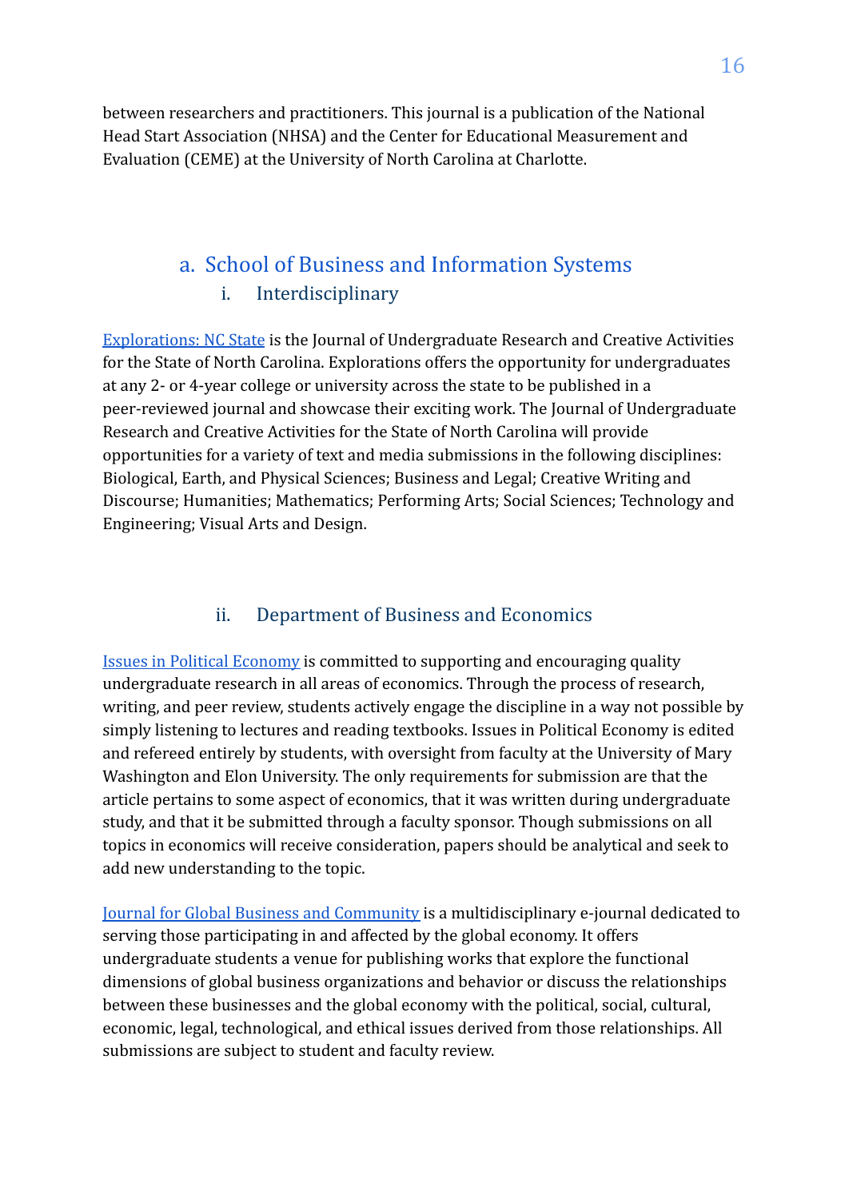between researchers and practitioners. This journal is a publication of the National Head Start Association (NHSA) and the Center for Educational Measurement and Evaluation (CEME) at the University of North Carolina at Charlotte.

## a. School of Business and Information Systems

### i. Interdisciplinary

Explorations: NC State is the Journal of Undergraduate Research and Creative Activities for the State of North Carolina. Explorations offers the opportunity for undergraduates at any 2- or 4-year college or university across the state to be published in a peer-reviewed journal and showcase their exciting work. The Journal of Undergraduate Research and Creative Activities for the State of North Carolina will provide opportunities for a variety of text and media submissions in the following disciplines: Biological, Earth, and Physical Sciences; Business and Legal; Creative Writing and Discourse; Humanities; Mathematics; Performing Arts; Social Sciences; Technology and Engineering; Visual Arts and Design.

### ii. Department of Business and Economics

Issues in Political Economy is committed to supporting and encouraging quality undergraduate research in all areas of economics. Through the process of research, writing, and peer review, students actively engage the discipline in a way not possible by simply listening to lectures and reading textbooks. Issues in Political Economy is edited and refereed entirely by students, with oversight from faculty at the University of Mary Washington and Elon University. The only requirements for submission are that the article pertains to some aspect of economics, that it was written during undergraduate study, and that it be submitted through a faculty sponsor. Though submissions on all topics in economics will receive consideration, papers should be analytical and seek to add new understanding to the topic.

Journal for Global Business and Community is a multidisciplinary e-journal dedicated to serving those participating in and affected by the global economy. It offers undergraduate students a venue for publishing works that explore the functional dimensions of global business organizations and behavior or discuss the relationships between these businesses and the global economy with the political, social, cultural, economic, legal, technological, and ethical issues derived from those relationships. All submissions are subject to student and faculty review.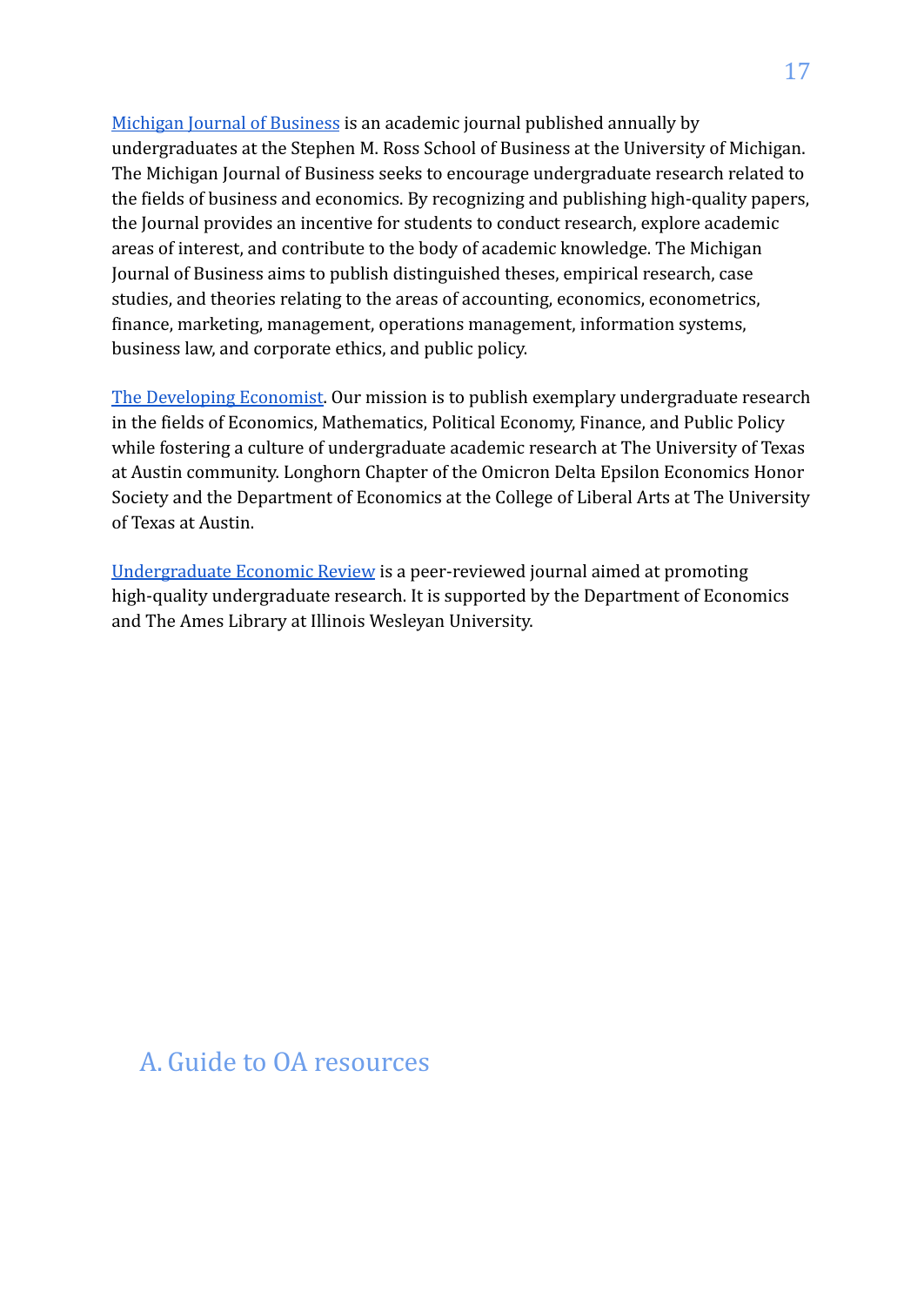Michigan Journal of Business is an academic journal published annually by undergraduates at the Stephen M. Ross School of Business at the University of Michigan. The Michigan Journal of Business seeks to encourage undergraduate research related to the fields of business and economics. By recognizing and publishing high-quality papers, the Journal provides an incentive for students to conduct research, explore academic areas of interest, and contribute to the body of academic knowledge. The Michigan Journal of Business aims to publish distinguished theses, empirical research, case studies, and theories relating to the areas of accounting, economics, econometrics, finance, marketing, management, operations management, information systems, business law, and corporate ethics, and public policy.

The Developing Economist. Our mission is to publish exemplary undergraduate research in the fields of Economics, Mathematics, Political Economy, Finance, and Public Policy while fostering a culture of undergraduate academic research at The University of Texas at Austin community. Longhorn Chapter of the Omicron Delta Epsilon Economics Honor Society and the Department of Economics at the College of Liberal Arts at The University of Texas at Austin.

Undergraduate Economic Review is a peer-reviewed journal aimed at promoting high-quality undergraduate research. It is supported by the Department of Economics and The Ames Library at Illinois Wesleyan University.

## A. Guide to OA resources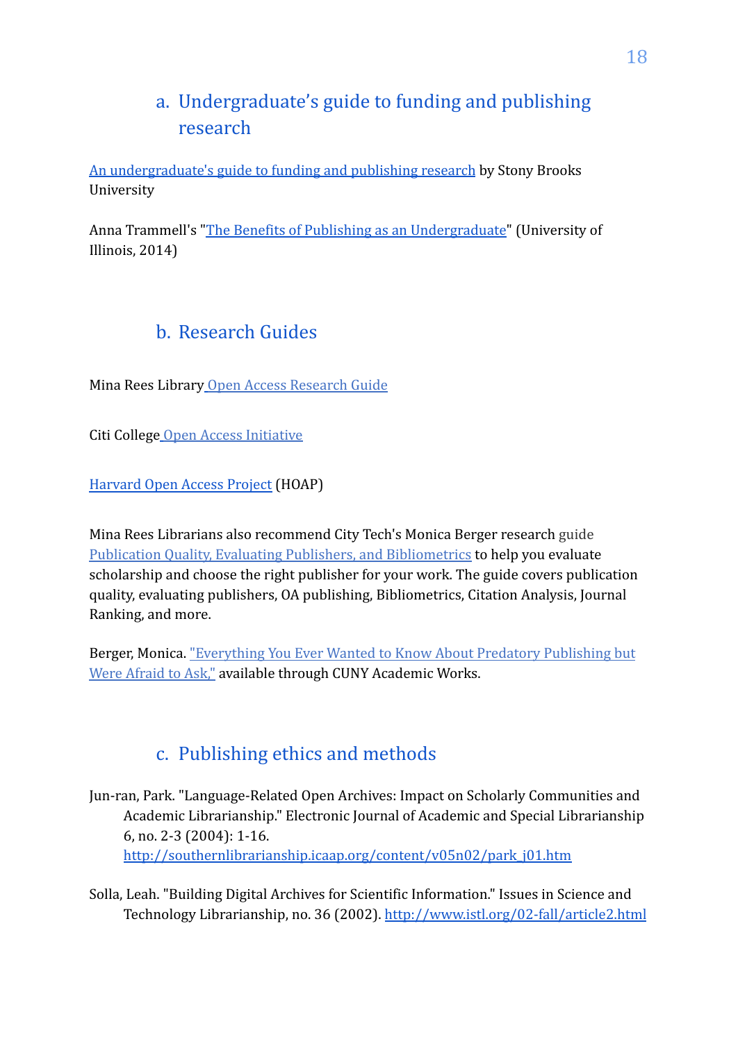## a. Undergraduate's guide to funding and publishing research

An undergraduate's guide to funding and publishing research by Stony Brooks University

Anna Trammell's "The Benefits of Publishing as an Undergraduate" (University of Illinois, 2014)

## b. Research Guides

Mina Rees Library Open Access Research Guide

Citi College Open Access Initiative

Harvard Open Access Project (HOAP)

Mina Rees Librarians also recommend City Tech's Monica Berger research guide Publication Quality, Evaluating Publishers, and Bibliometrics to help you evaluate scholarship and choose the right publisher for your work. The guide covers publication quality, evaluating publishers, OA publishing, Bibliometrics, Citation Analysis, Journal Ranking, and more.

Berger, Monica. "Everything You Ever Wanted to Know About Predatory Publishing but Were Afraid to Ask," available through CUNY Academic Works.

## c. Publishing ethics and methods

Jun-ran, Park. "Language-Related Open Archives: Impact on Scholarly Communities and Academic Librarianship." Electronic Journal of Academic and Special Librarianship 6, no. 2-3 (2004): 1-16. http://southernlibrarianship.icaap.org/content/v05n02/park_j01.htm

Solla, Leah. "Building Digital Archives for Scientific Information." Issues in Science and Technology Librarianship, no. 36 (2002). http://www.istl.org/02-fall/article2.html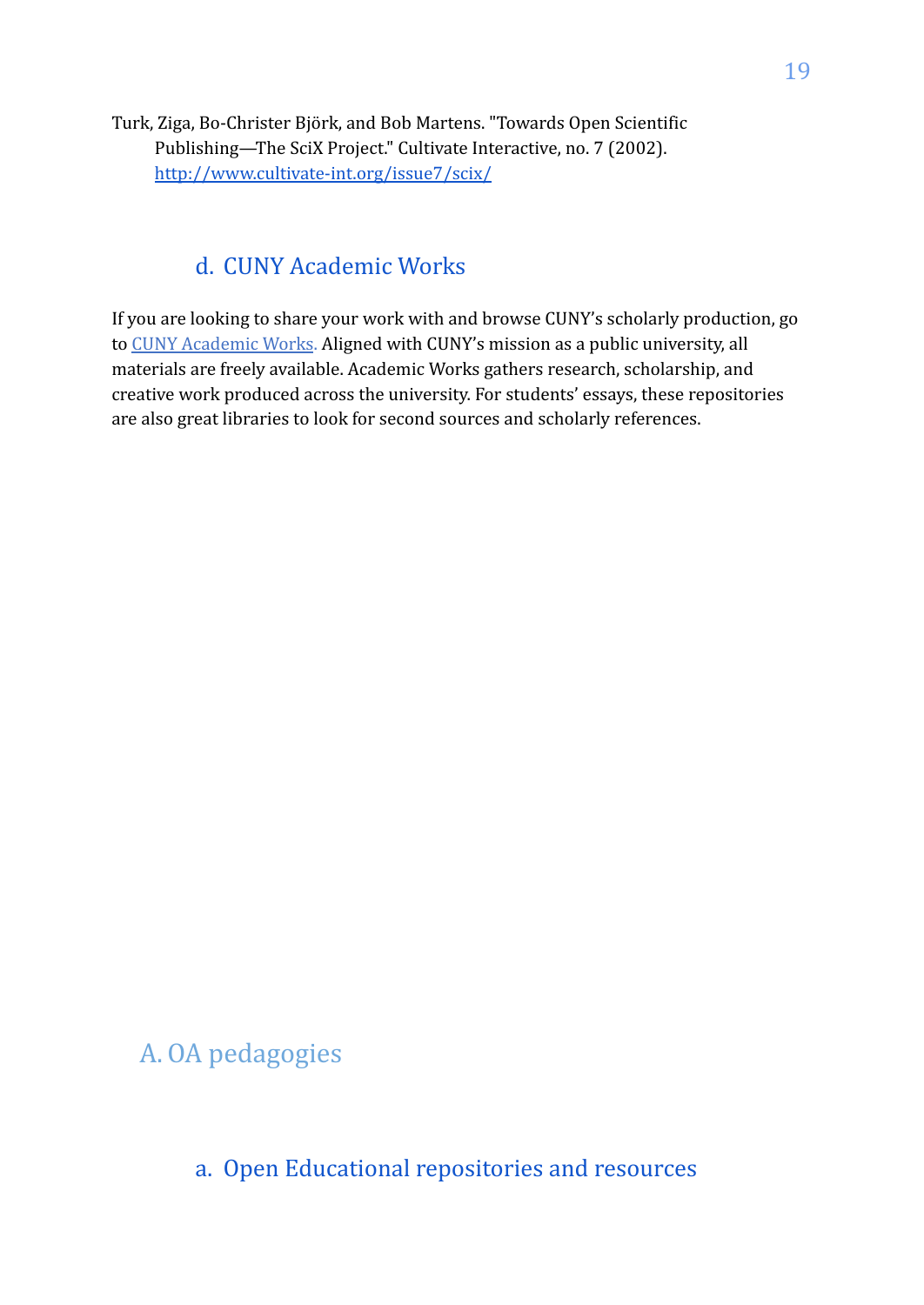Turk, Ziga, Bo-Christer Björk, and Bob Martens. "Towards Open Scientific Publishing—The SciX Project." Cultivate Interactive, no. 7 (2002). [http://www.cultivate-int.org/issue7/scix/](http://www.cultivate-int.org/issue7/scix/)

### d. CUNY Academic Works

If you are looking to share your work with and browse CUNY's scholarly production, go to [CUNY Academic Works](). Aligned with CUNY's mission as a public university, all materials are freely available. Academic Works gathers research, scholarship, and creative work produced across the university. For students' essays, these repositories are also great libraries to look for second sources and scholarly references.

## A. OA pedagogies

### a. Open Educational repositories and resources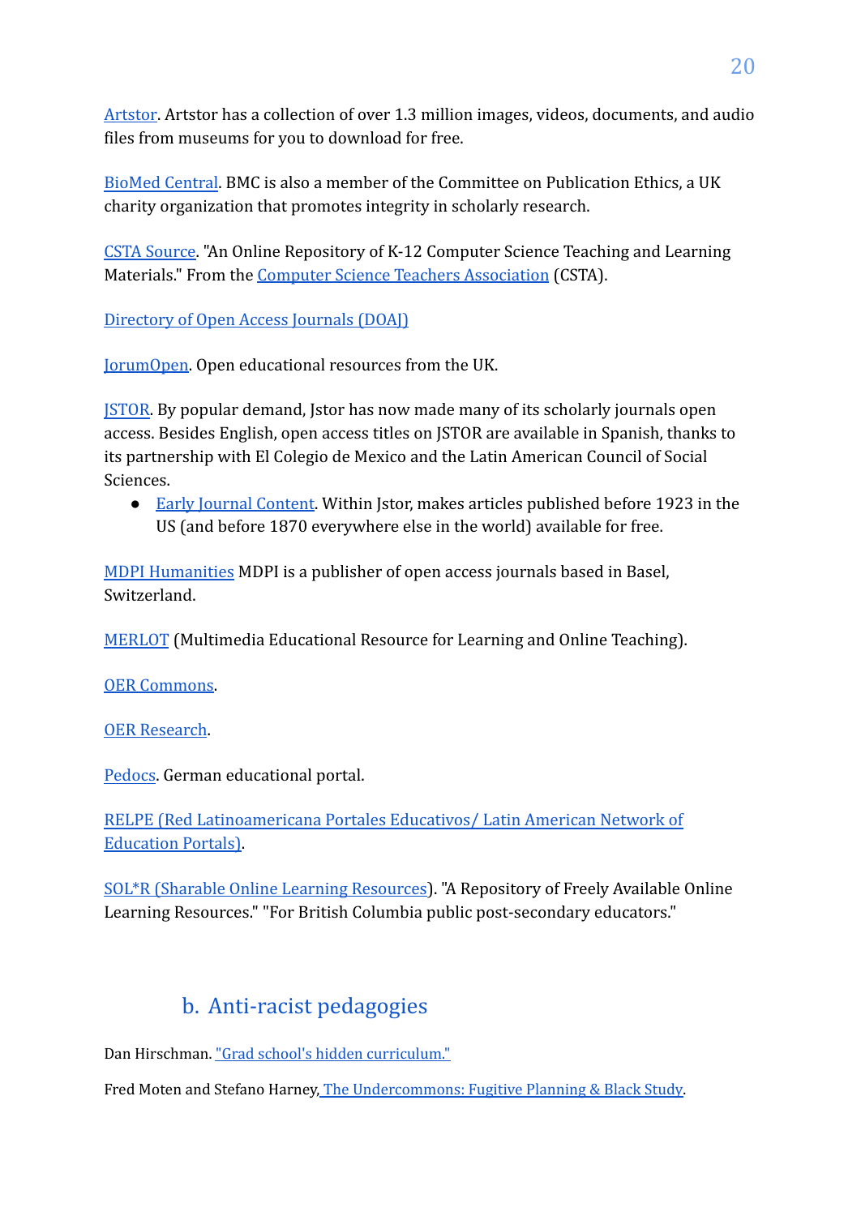Artstor. Artstor has a collection of over 1.3 million images, videos, documents, and audio files from museums for you to download for free.

BioMed Central. BMC is also a member of the Committee on Publication Ethics, a UK charity organization that promotes integrity in scholarly research.

CSTA Source. "An Online Repository of K-12 Computer Science Teaching and Learning Materials." From the Computer Science Teachers Association (CSTA).

Directory of Open Access Journals (DOAJ)

JorumOpen. Open educational resources from the UK.

JSTOR. By popular demand, Jstor has now made many of its scholarly journals open access. Besides English, open access titles on JSTOR are available in Spanish, thanks to its partnership with El Colegio de Mexico and the Latin American Council of Social Sciences.

- Early Journal Content. Within Jstor, makes articles published before 1923 in the US (and before 1870 everywhere else in the world) available for free.

MDPI Humanities MDPI is a publisher of open access journals based in Basel, Switzerland.

MERLOT (Multimedia Educational Resource for Learning and Online Teaching).

OER Commons.

OER Research.

Pedocs. German educational portal.

RELPE (Red Latinoamericana Portales Educativos/ Latin American Network of Education Portals).

SOL*R (Sharable Online Learning Resources). "A Repository of Freely Available Online Learning Resources." "For British Columbia public post-secondary educators."

## b. Anti-racist pedagogies

Dan Hirschman. "Grad school's hidden curriculum."

Fred Moten and Stefano Harney, The Undercommons: Fugitive Planning & Black Study.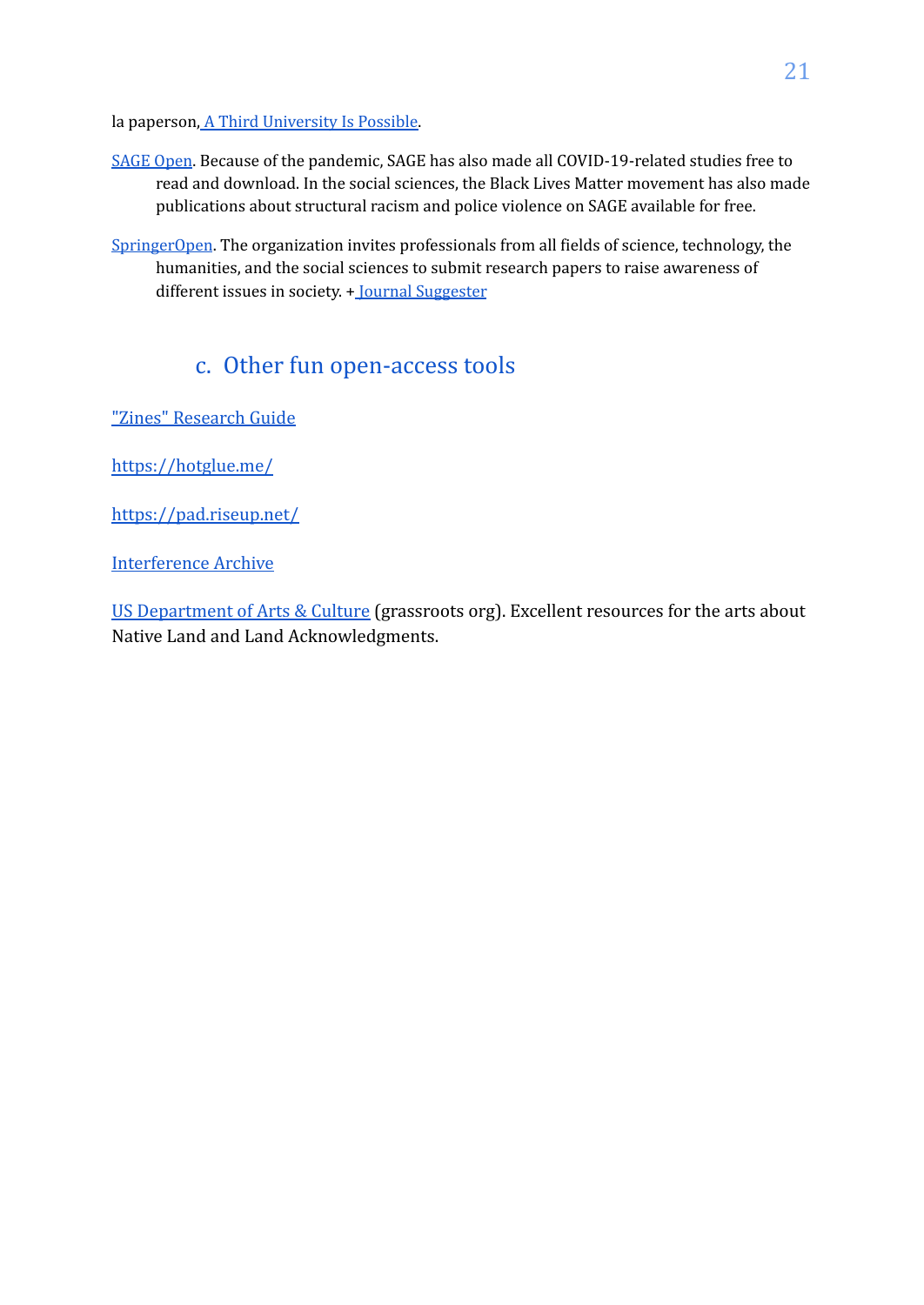la paperson, A Third University Is Possible.

SAGE Open. Because of the pandemic, SAGE has also made all COVID-19-related studies free to read and download. In the social sciences, the Black Lives Matter movement has also made publications about structural racism and police violence on SAGE available for free.

SpringerOpen. The organization invites professionals from all fields of science, technology, the humanities, and the social sciences to submit research papers to raise awareness of different issues in society. + Journal Suggester

### c. Other fun open-access tools

"Zines" Research Guide

https://hotglue.me/

https://pad.riseup.net/

Interference Archive

US Department of Arts & Culture (grassroots org). Excellent resources for the arts about Native Land and Land Acknowledgments.